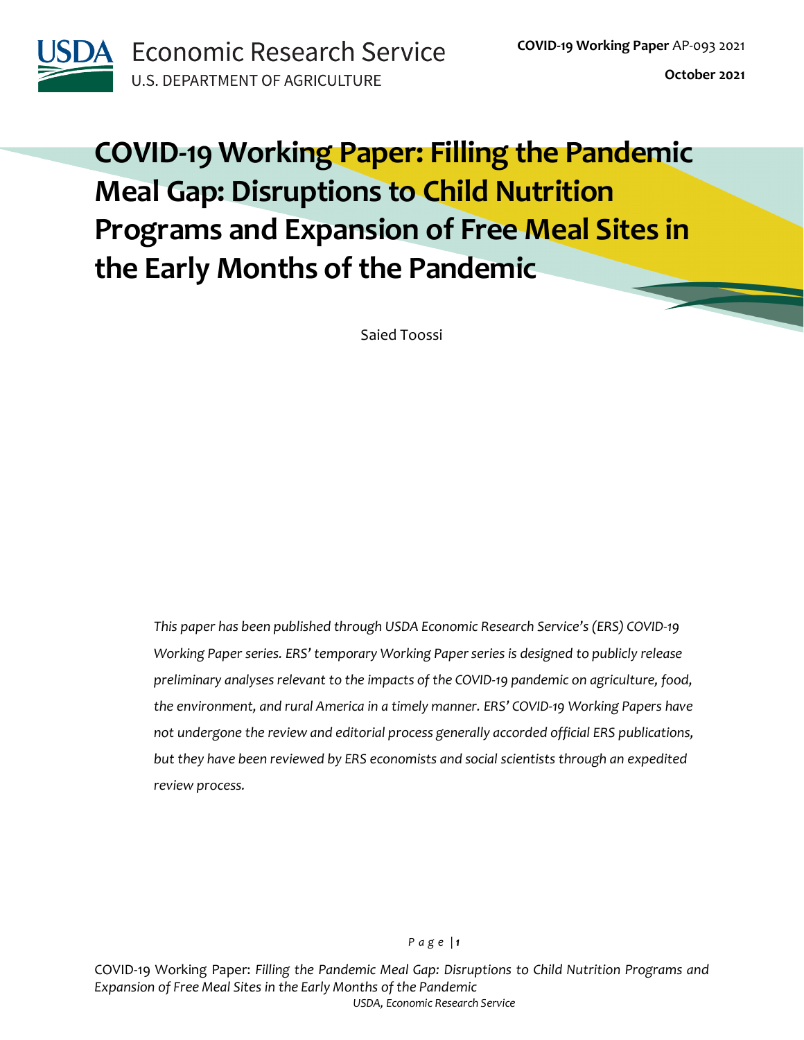USDA Economic Research Service
U.S. DEPARTMENT OF AGRICULTURE

**COVID-19 Working Paper** AP-093 2021

**October 2021**

# COVID-19 Working Paper: Filling the Pandemic Meal Gap: Disruptions to Child Nutrition Programs and Expansion of Free Meal Sites in the Early Months of the Pandemic

Saied Toossi

*This paper has been published through USDA Economic Research Service's (ERS) COVID-19 Working Paper series. ERS' temporary Working Paper series is designed to publicly release preliminary analyses relevant to the impacts of the COVID-19 pandemic on agriculture, food, the environment, and rural America in a timely manner. ERS' COVID-19 Working Papers have not undergone the review and editorial process generally accorded official ERS publications, but they have been reviewed by ERS economists and social scientists through an expedited review process.*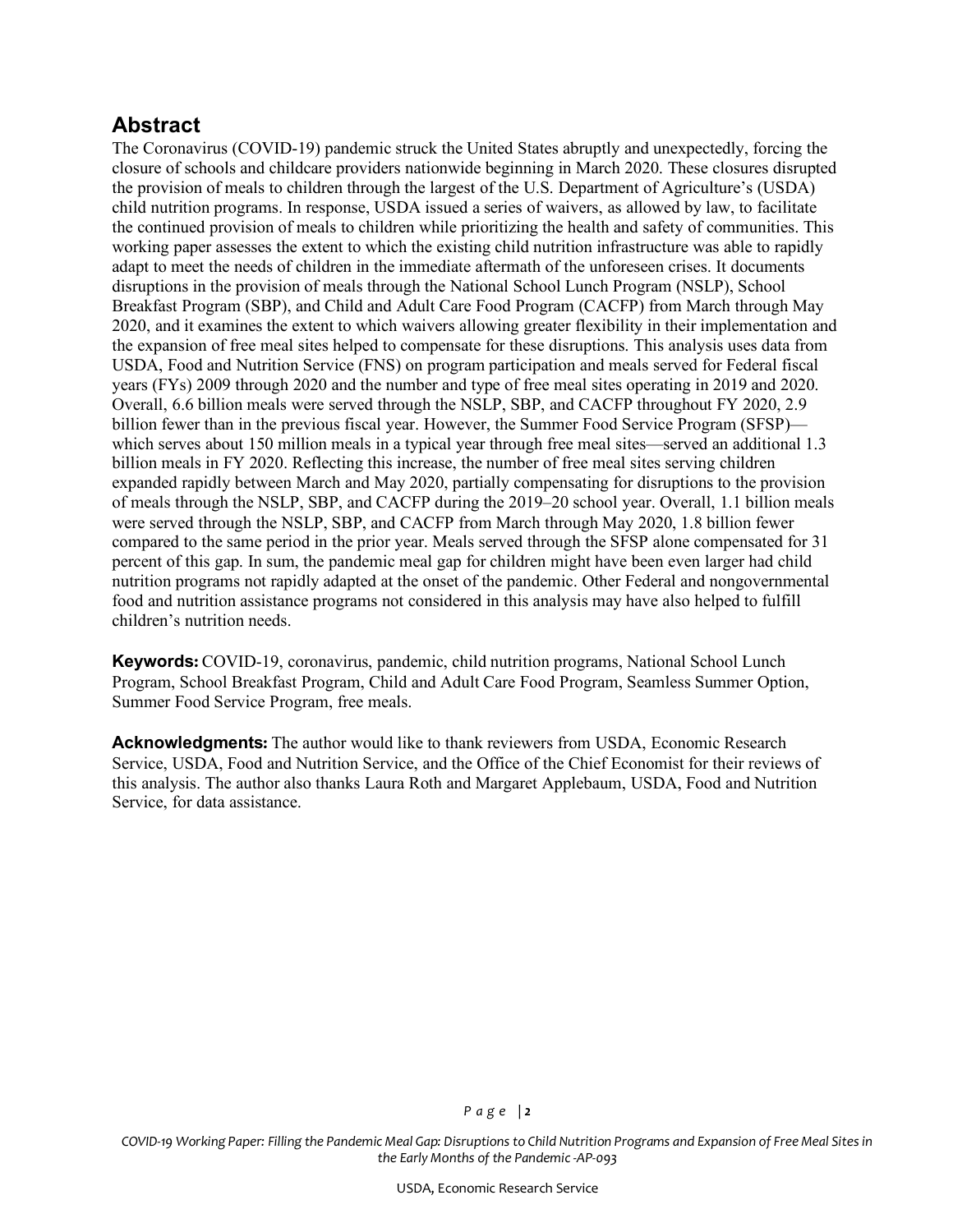## Abstract

The Coronavirus (COVID-19) pandemic struck the United States abruptly and unexpectedly, forcing the closure of schools and childcare providers nationwide beginning in March 2020. These closures disrupted the provision of meals to children through the largest of the U.S. Department of Agriculture's (USDA) child nutrition programs. In response, USDA issued a series of waivers, as allowed by law, to facilitate the continued provision of meals to children while prioritizing the health and safety of communities. This working paper assesses the extent to which the existing child nutrition infrastructure was able to rapidly adapt to meet the needs of children in the immediate aftermath of the unforeseen crises. It documents disruptions in the provision of meals through the National School Lunch Program (NSLP), School Breakfast Program (SBP), and Child and Adult Care Food Program (CACFP) from March through May 2020, and it examines the extent to which waivers allowing greater flexibility in their implementation and the expansion of free meal sites helped to compensate for these disruptions. This analysis uses data from USDA, Food and Nutrition Service (FNS) on program participation and meals served for Federal fiscal years (FYs) 2009 through 2020 and the number and type of free meal sites operating in 2019 and 2020. Overall, 6.6 billion meals were served through the NSLP, SBP, and CACFP throughout FY 2020, 2.9 billion fewer than in the previous fiscal year. However, the Summer Food Service Program (SFSP)—which serves about 150 million meals in a typical year through free meal sites—served an additional 1.3 billion meals in FY 2020. Reflecting this increase, the number of free meal sites serving children expanded rapidly between March and May 2020, partially compensating for disruptions to the provision of meals through the NSLP, SBP, and CACFP during the 2019–20 school year. Overall, 1.1 billion meals were served through the NSLP, SBP, and CACFP from March through May 2020, 1.8 billion fewer compared to the same period in the prior year. Meals served through the SFSP alone compensated for 31 percent of this gap. In sum, the pandemic meal gap for children might have been even larger had child nutrition programs not rapidly adapted at the onset of the pandemic. Other Federal and nongovernmental food and nutrition assistance programs not considered in this analysis may have also helped to fulfill children's nutrition needs.

**Keywords:** COVID-19, coronavirus, pandemic, child nutrition programs, National School Lunch Program, School Breakfast Program, Child and Adult Care Food Program, Seamless Summer Option, Summer Food Service Program, free meals.

**Acknowledgments:** The author would like to thank reviewers from USDA, Economic Research Service, USDA, Food and Nutrition Service, and the Office of the Chief Economist for their reviews of this analysis. The author also thanks Laura Roth and Margaret Applebaum, USDA, Food and Nutrition Service, for data assistance.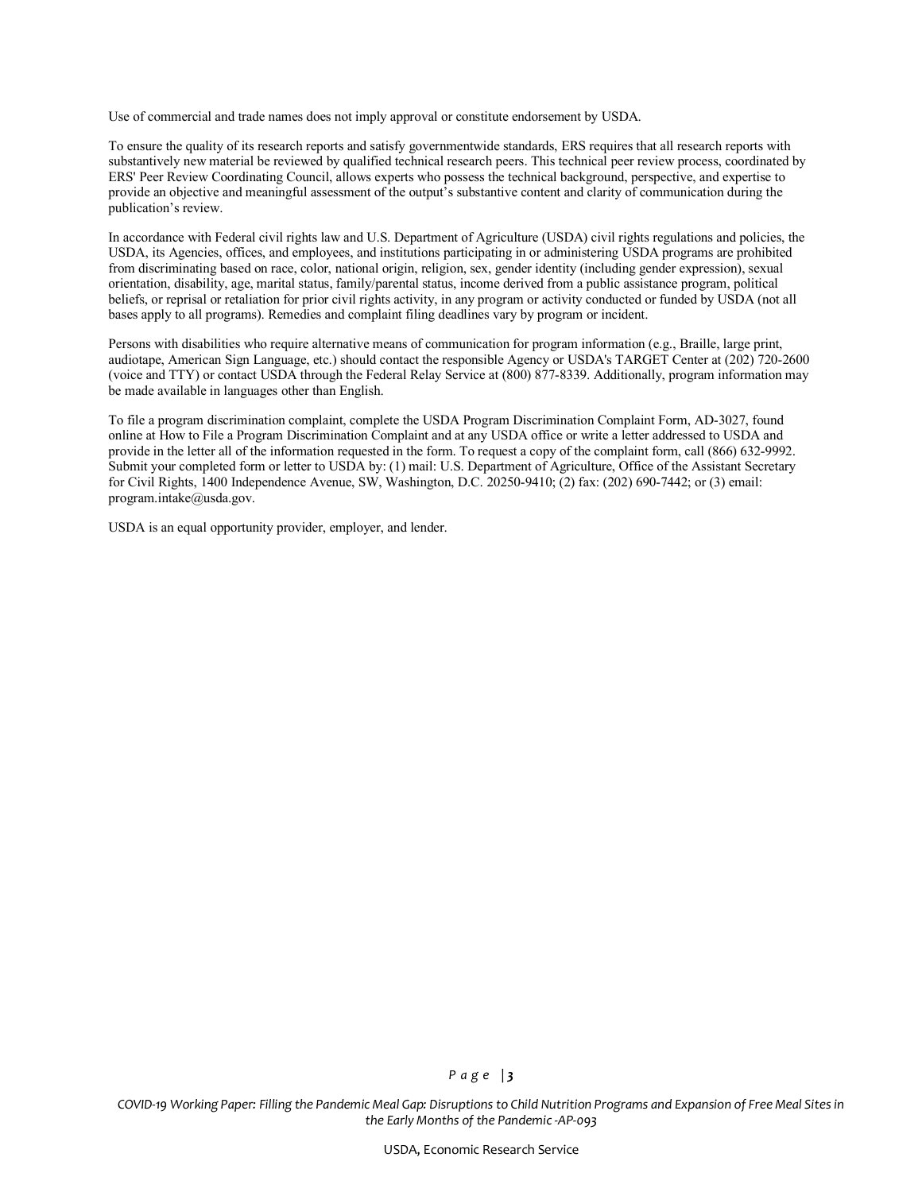Use of commercial and trade names does not imply approval or constitute endorsement by USDA.

To ensure the quality of its research reports and satisfy governmentwide standards, ERS requires that all research reports with substantively new material be reviewed by qualified technical research peers. This technical peer review process, coordinated by ERS' Peer Review Coordinating Council, allows experts who possess the technical background, perspective, and expertise to provide an objective and meaningful assessment of the output's substantive content and clarity of communication during the publication's review.

In accordance with Federal civil rights law and U.S. Department of Agriculture (USDA) civil rights regulations and policies, the USDA, its Agencies, offices, and employees, and institutions participating in or administering USDA programs are prohibited from discriminating based on race, color, national origin, religion, sex, gender identity (including gender expression), sexual orientation, disability, age, marital status, family/parental status, income derived from a public assistance program, political beliefs, or reprisal or retaliation for prior civil rights activity, in any program or activity conducted or funded by USDA (not all bases apply to all programs). Remedies and complaint filing deadlines vary by program or incident.

Persons with disabilities who require alternative means of communication for program information (e.g., Braille, large print, audiotape, American Sign Language, etc.) should contact the responsible Agency or USDA's TARGET Center at (202) 720-2600 (voice and TTY) or contact USDA through the Federal Relay Service at (800) 877-8339. Additionally, program information may be made available in languages other than English.

To file a program discrimination complaint, complete the USDA Program Discrimination Complaint Form, AD-3027, found online at How to File a Program Discrimination Complaint and at any USDA office or write a letter addressed to USDA and provide in the letter all of the information requested in the form. To request a copy of the complaint form, call (866) 632-9992. Submit your completed form or letter to USDA by: (1) mail: U.S. Department of Agriculture, Office of the Assistant Secretary for Civil Rights, 1400 Independence Avenue, SW, Washington, D.C. 20250-9410; (2) fax: (202) 690-7442; or (3) email: program.intake@usda.gov.

USDA is an equal opportunity provider, employer, and lender.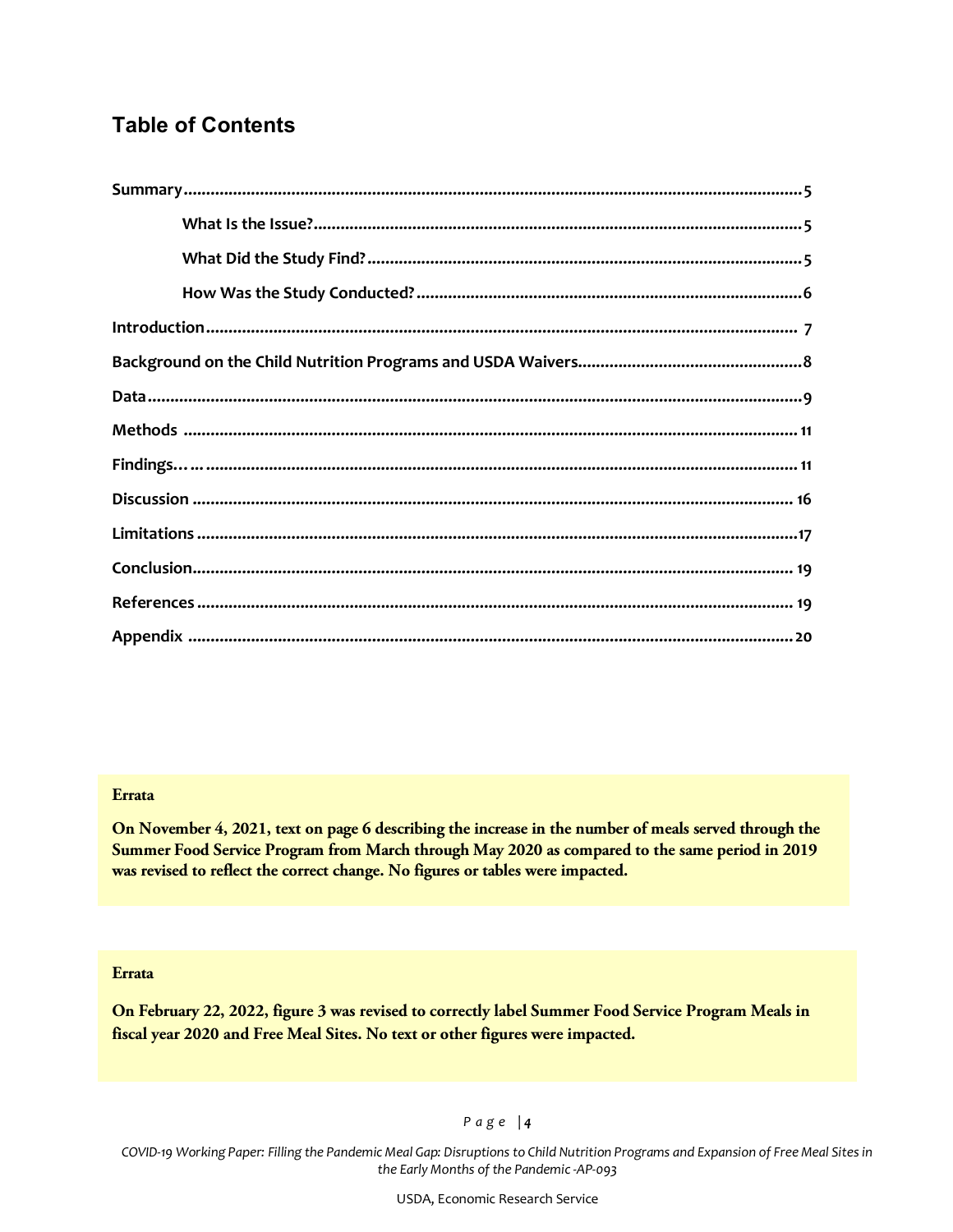## Table of Contents

**Summary** ........................................................................................................ 5

- **What Is the Issue?** ................................................................................ 5
- **What Did the Study Find?** ..................................................................... 5
- **How Was the Study Conducted?** ........................................................... 6

**Introduction** ................................................................................................... 7

**Background on the Child Nutrition Programs and USDA Waivers** .................... 8

**Data** ................................................................................................................ 9

**Methods** ......................................................................................................... 11

**Findings…** ...................................................................................................... 11

**Discussion** ..................................................................................................... 16

**Limitations** .................................................................................................... 17

**Conclusion** ..................................................................................................... 19

**References** .................................................................................................... 19

**Appendix** ....................................................................................................... 20

**Errata**

**On November 4, 2021, text on page 6 describing the increase in the number of meals served through the Summer Food Service Program from March through May 2020 as compared to the same period in 2019 was revised to reflect the correct change. No figures or tables were impacted.**

**Errata**

**On February 22, 2022, figure 3 was revised to correctly label Summer Food Service Program Meals in fiscal year 2020 and Free Meal Sites. No text or other figures were impacted.**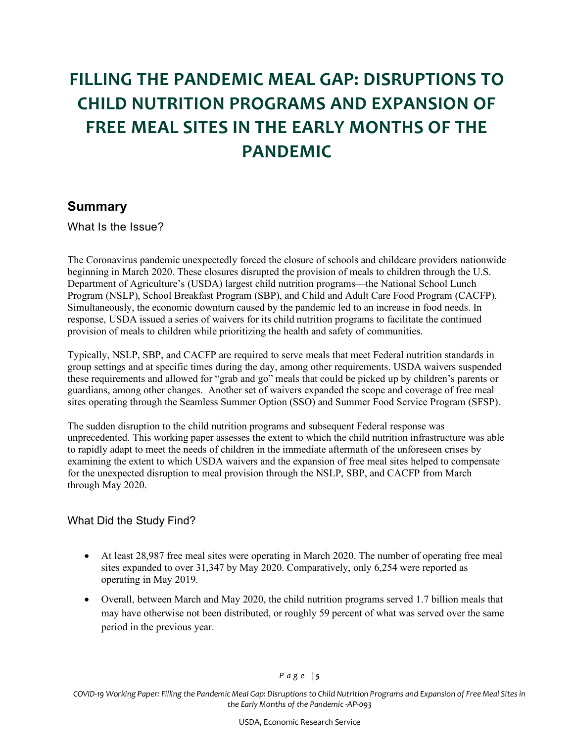# FILLING THE PANDEMIC MEAL GAP: DISRUPTIONS TO CHILD NUTRITION PROGRAMS AND EXPANSION OF FREE MEAL SITES IN THE EARLY MONTHS OF THE PANDEMIC

## Summary

### What Is the Issue?

The Coronavirus pandemic unexpectedly forced the closure of schools and childcare providers nationwide beginning in March 2020. These closures disrupted the provision of meals to children through the U.S. Department of Agriculture's (USDA) largest child nutrition programs—the National School Lunch Program (NSLP), School Breakfast Program (SBP), and Child and Adult Care Food Program (CACFP). Simultaneously, the economic downturn caused by the pandemic led to an increase in food needs. In response, USDA issued a series of waivers for its child nutrition programs to facilitate the continued provision of meals to children while prioritizing the health and safety of communities.

Typically, NSLP, SBP, and CACFP are required to serve meals that meet Federal nutrition standards in group settings and at specific times during the day, among other requirements. USDA waivers suspended these requirements and allowed for "grab and go" meals that could be picked up by children's parents or guardians, among other changes. Another set of waivers expanded the scope and coverage of free meal sites operating through the Seamless Summer Option (SSO) and Summer Food Service Program (SFSP).

The sudden disruption to the child nutrition programs and subsequent Federal response was unprecedented. This working paper assesses the extent to which the child nutrition infrastructure was able to rapidly adapt to meet the needs of children in the immediate aftermath of the unforeseen crises by examining the extent to which USDA waivers and the expansion of free meal sites helped to compensate for the unexpected disruption to meal provision through the NSLP, SBP, and CACFP from March through May 2020.

### What Did the Study Find?

- At least 28,987 free meal sites were operating in March 2020. The number of operating free meal sites expanded to over 31,347 by May 2020. Comparatively, only 6,254 were reported as operating in May 2019.
- Overall, between March and May 2020, the child nutrition programs served 1.7 billion meals that may have otherwise not been distributed, or roughly 59 percent of what was served over the same period in the previous year.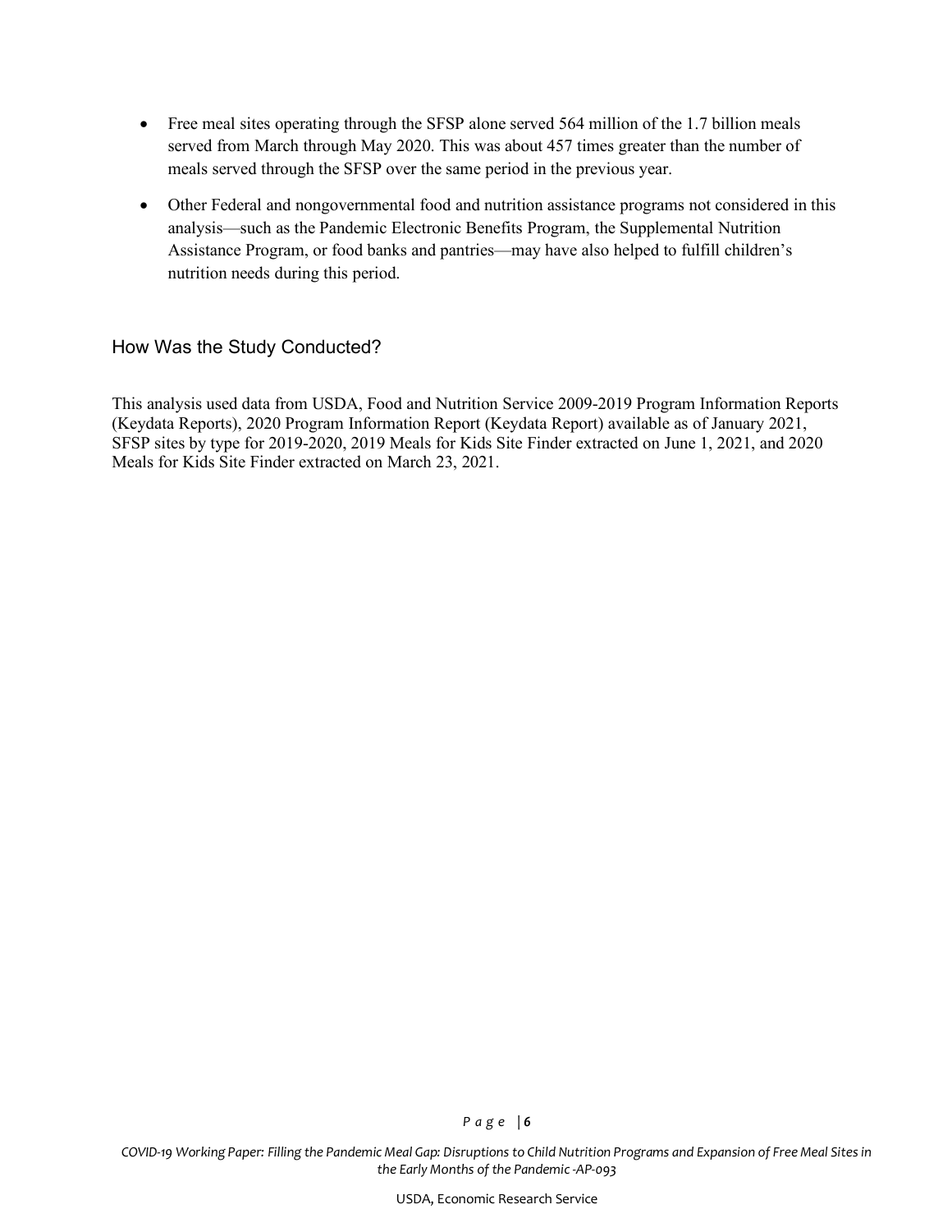- Free meal sites operating through the SFSP alone served 564 million of the 1.7 billion meals served from March through May 2020. This was about 457 times greater than the number of meals served through the SFSP over the same period in the previous year.
- Other Federal and nongovernmental food and nutrition assistance programs not considered in this analysis—such as the Pandemic Electronic Benefits Program, the Supplemental Nutrition Assistance Program, or food banks and pantries—may have also helped to fulfill children's nutrition needs during this period.

## How Was the Study Conducted?

This analysis used data from USDA, Food and Nutrition Service 2009-2019 Program Information Reports (Keydata Reports), 2020 Program Information Report (Keydata Report) available as of January 2021, SFSP sites by type for 2019-2020, 2019 Meals for Kids Site Finder extracted on June 1, 2021, and 2020 Meals for Kids Site Finder extracted on March 23, 2021.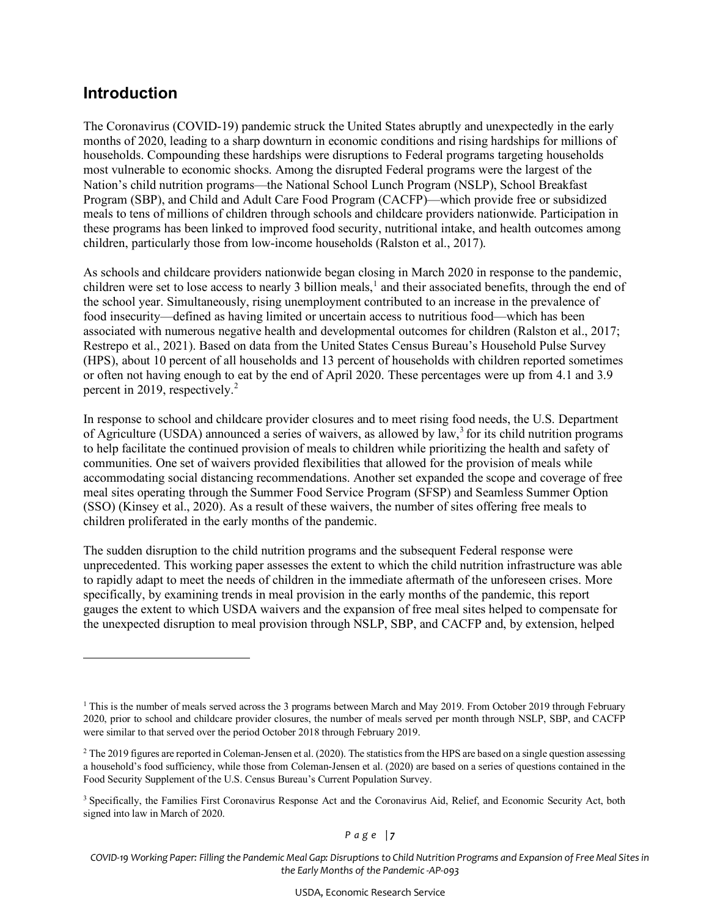## Introduction

The Coronavirus (COVID-19) pandemic struck the United States abruptly and unexpectedly in the early months of 2020, leading to a sharp downturn in economic conditions and rising hardships for millions of households. Compounding these hardships were disruptions to Federal programs targeting households most vulnerable to economic shocks. Among the disrupted Federal programs were the largest of the Nation's child nutrition programs—the National School Lunch Program (NSLP), School Breakfast Program (SBP), and Child and Adult Care Food Program (CACFP)—which provide free or subsidized meals to tens of millions of children through schools and childcare providers nationwide. Participation in these programs has been linked to improved food security, nutritional intake, and health outcomes among children, particularly those from low-income households (Ralston et al., 2017).

As schools and childcare providers nationwide began closing in March 2020 in response to the pandemic, children were set to lose access to nearly 3 billion meals,[1] and their associated benefits, through the end of the school year. Simultaneously, rising unemployment contributed to an increase in the prevalence of food insecurity—defined as having limited or uncertain access to nutritious food—which has been associated with numerous negative health and developmental outcomes for children (Ralston et al., 2017; Restrepo et al., 2021). Based on data from the United States Census Bureau's Household Pulse Survey (HPS), about 10 percent of all households and 13 percent of households with children reported sometimes or often not having enough to eat by the end of April 2020. These percentages were up from 4.1 and 3.9 percent in 2019, respectively.[2]

In response to school and childcare provider closures and to meet rising food needs, the U.S. Department of Agriculture (USDA) announced a series of waivers, as allowed by law,[3] for its child nutrition programs to help facilitate the continued provision of meals to children while prioritizing the health and safety of communities. One set of waivers provided flexibilities that allowed for the provision of meals while accommodating social distancing recommendations. Another set expanded the scope and coverage of free meal sites operating through the Summer Food Service Program (SFSP) and Seamless Summer Option (SSO) (Kinsey et al., 2020). As a result of these waivers, the number of sites offering free meals to children proliferated in the early months of the pandemic.

The sudden disruption to the child nutrition programs and the subsequent Federal response were unprecedented. This working paper assesses the extent to which the child nutrition infrastructure was able to rapidly adapt to meet the needs of children in the immediate aftermath of the unforeseen crises. More specifically, by examining trends in meal provision in the early months of the pandemic, this report gauges the extent to which USDA waivers and the expansion of free meal sites helped to compensate for the unexpected disruption to meal provision through NSLP, SBP, and CACFP and, by extension, helped

---

[1] This is the number of meals served across the 3 programs between March and May 2019. From October 2019 through February 2020, prior to school and childcare provider closures, the number of meals served per month through NSLP, SBP, and CACFP were similar to that served over the period October 2018 through February 2019.

[2] The 2019 figures are reported in Coleman-Jensen et al. (2020). The statistics from the HPS are based on a single question assessing a household's food sufficiency, while those from Coleman-Jensen et al. (2020) are based on a series of questions contained in the Food Security Supplement of the U.S. Census Bureau's Current Population Survey.

[3] Specifically, the Families First Coronavirus Response Act and the Coronavirus Aid, Relief, and Economic Security Act, both signed into law in March of 2020.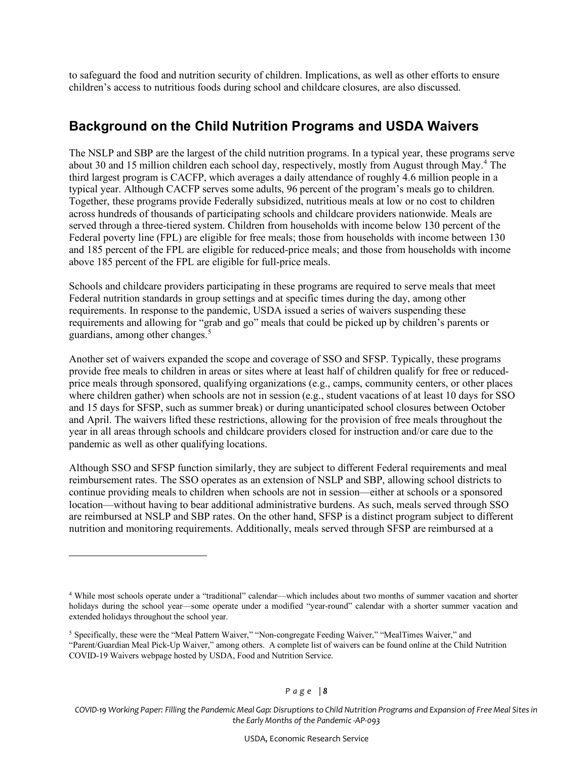to safeguard the food and nutrition security of children. Implications, as well as other efforts to ensure children's access to nutritious foods during school and childcare closures, are also discussed.

## Background on the Child Nutrition Programs and USDA Waivers

The NSLP and SBP are the largest of the child nutrition programs. In a typical year, these programs serve about 30 and 15 million children each school day, respectively, mostly from August through May.[4] The third largest program is CACFP, which averages a daily attendance of roughly 4.6 million people in a typical year. Although CACFP serves some adults, 96 percent of the program's meals go to children. Together, these programs provide Federally subsidized, nutritious meals at low or no cost to children across hundreds of thousands of participating schools and childcare providers nationwide. Meals are served through a three-tiered system. Children from households with income below 130 percent of the Federal poverty line (FPL) are eligible for free meals; those from households with income between 130 and 185 percent of the FPL are eligible for reduced-price meals; and those from households with income above 185 percent of the FPL are eligible for full-price meals.

Schools and childcare providers participating in these programs are required to serve meals that meet Federal nutrition standards in group settings and at specific times during the day, among other requirements. In response to the pandemic, USDA issued a series of waivers suspending these requirements and allowing for "grab and go" meals that could be picked up by children's parents or guardians, among other changes.[5]

Another set of waivers expanded the scope and coverage of SSO and SFSP. Typically, these programs provide free meals to children in areas or sites where at least half of children qualify for free or reduced-price meals through sponsored, qualifying organizations (e.g., camps, community centers, or other places where children gather) when schools are not in session (e.g., student vacations of at least 10 days for SSO and 15 days for SFSP, such as summer break) or during unanticipated school closures between October and April. The waivers lifted these restrictions, allowing for the provision of free meals throughout the year in all areas through schools and childcare providers closed for instruction and/or care due to the pandemic as well as other qualifying locations.

Although SSO and SFSP function similarly, they are subject to different Federal requirements and meal reimbursement rates. The SSO operates as an extension of NSLP and SBP, allowing school districts to continue providing meals to children when schools are not in session—either at schools or a sponsored location—without having to bear additional administrative burdens. As such, meals served through SSO are reimbursed at NSLP and SBP rates. On the other hand, SFSP is a distinct program subject to different nutrition and monitoring requirements. Additionally, meals served through SFSP are reimbursed at a

---

[4] While most schools operate under a "traditional" calendar—which includes about two months of summer vacation and shorter holidays during the school year—some operate under a modified "year-round" calendar with a shorter summer vacation and extended holidays throughout the school year.

[5] Specifically, these were the "Meal Pattern Waiver," "Non-congregate Feeding Waiver," "MealTimes Waiver," and "Parent/Guardian Meal Pick-Up Waiver," among others. A complete list of waivers can be found online at the Child Nutrition COVID-19 Waivers webpage hosted by USDA, Food and Nutrition Service.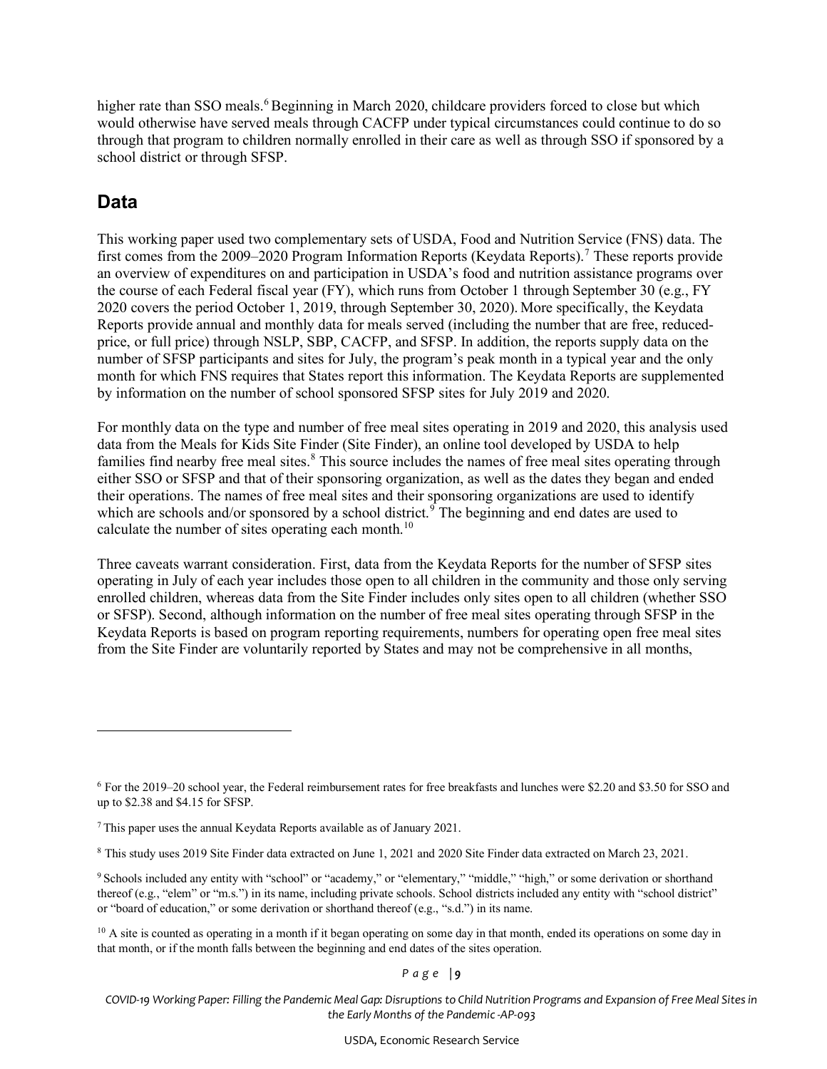higher rate than SSO meals.[6] Beginning in March 2020, childcare providers forced to close but which would otherwise have served meals through CACFP under typical circumstances could continue to do so through that program to children normally enrolled in their care as well as through SSO if sponsored by a school district or through SFSP.

## Data

This working paper used two complementary sets of USDA, Food and Nutrition Service (FNS) data. The first comes from the 2009–2020 Program Information Reports (Keydata Reports).[7] These reports provide an overview of expenditures on and participation in USDA's food and nutrition assistance programs over the course of each Federal fiscal year (FY), which runs from October 1 through September 30 (e.g., FY 2020 covers the period October 1, 2019, through September 30, 2020). More specifically, the Keydata Reports provide annual and monthly data for meals served (including the number that are free, reduced-price, or full price) through NSLP, SBP, CACFP, and SFSP. In addition, the reports supply data on the number of SFSP participants and sites for July, the program's peak month in a typical year and the only month for which FNS requires that States report this information. The Keydata Reports are supplemented by information on the number of school sponsored SFSP sites for July 2019 and 2020.

For monthly data on the type and number of free meal sites operating in 2019 and 2020, this analysis used data from the Meals for Kids Site Finder (Site Finder), an online tool developed by USDA to help families find nearby free meal sites.[8] This source includes the names of free meal sites operating through either SSO or SFSP and that of their sponsoring organization, as well as the dates they began and ended their operations. The names of free meal sites and their sponsoring organizations are used to identify which are schools and/or sponsored by a school district.[9] The beginning and end dates are used to calculate the number of sites operating each month.[10]

Three caveats warrant consideration. First, data from the Keydata Reports for the number of SFSP sites operating in July of each year includes those open to all children in the community and those only serving enrolled children, whereas data from the Site Finder includes only sites open to all children (whether SSO or SFSP). Second, although information on the number of free meal sites operating through SFSP in the Keydata Reports is based on program reporting requirements, numbers for operating open free meal sites from the Site Finder are voluntarily reported by States and may not be comprehensive in all months,

---

[6] For the 2019–20 school year, the Federal reimbursement rates for free breakfasts and lunches were $2.20 and $3.50 for SSO and up to $2.38 and $4.15 for SFSP.

[7] This paper uses the annual Keydata Reports available as of January 2021.

[8] This study uses 2019 Site Finder data extracted on June 1, 2021 and 2020 Site Finder data extracted on March 23, 2021.

[9] Schools included any entity with "school" or "academy," or "elementary," "middle," "high," or some derivation or shorthand thereof (e.g., "elem" or "m.s.") in its name, including private schools. School districts included any entity with "school district" or "board of education," or some derivation or shorthand thereof (e.g., "s.d.") in its name.

[10] A site is counted as operating in a month if it began operating on some day in that month, ended its operations on some day in that month, or if the month falls between the beginning and end dates of the sites operation.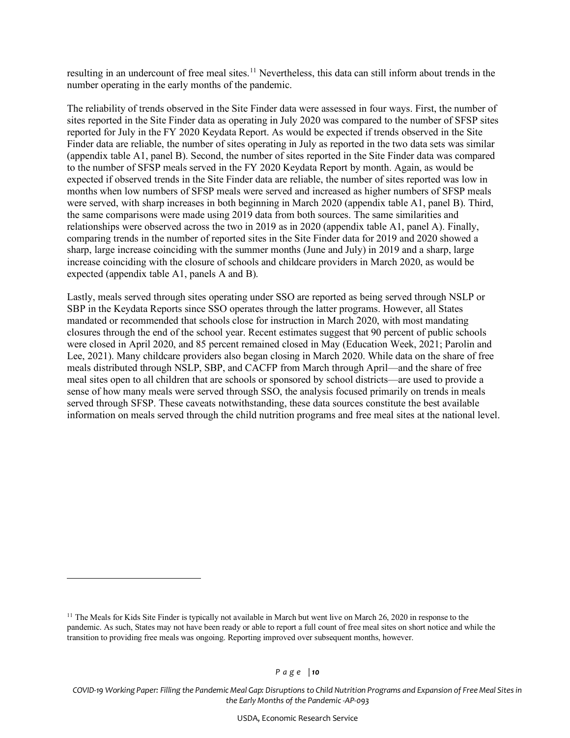resulting in an undercount of free meal sites.[11] Nevertheless, this data can still inform about trends in the number operating in the early months of the pandemic.

The reliability of trends observed in the Site Finder data were assessed in four ways. First, the number of sites reported in the Site Finder data as operating in July 2020 was compared to the number of SFSP sites reported for July in the FY 2020 Keydata Report. As would be expected if trends observed in the Site Finder data are reliable, the number of sites operating in July as reported in the two data sets was similar (appendix table A1, panel B). Second, the number of sites reported in the Site Finder data was compared to the number of SFSP meals served in the FY 2020 Keydata Report by month. Again, as would be expected if observed trends in the Site Finder data are reliable, the number of sites reported was low in months when low numbers of SFSP meals were served and increased as higher numbers of SFSP meals were served, with sharp increases in both beginning in March 2020 (appendix table A1, panel B). Third, the same comparisons were made using 2019 data from both sources. The same similarities and relationships were observed across the two in 2019 as in 2020 (appendix table A1, panel A). Finally, comparing trends in the number of reported sites in the Site Finder data for 2019 and 2020 showed a sharp, large increase coinciding with the summer months (June and July) in 2019 and a sharp, large increase coinciding with the closure of schools and childcare providers in March 2020, as would be expected (appendix table A1, panels A and B).

Lastly, meals served through sites operating under SSO are reported as being served through NSLP or SBP in the Keydata Reports since SSO operates through the latter programs. However, all States mandated or recommended that schools close for instruction in March 2020, with most mandating closures through the end of the school year. Recent estimates suggest that 90 percent of public schools were closed in April 2020, and 85 percent remained closed in May (Education Week, 2021; Parolin and Lee, 2021). Many childcare providers also began closing in March 2020. While data on the share of free meals distributed through NSLP, SBP, and CACFP from March through April—and the share of free meal sites open to all children that are schools or sponsored by school districts—are used to provide a sense of how many meals were served through SSO, the analysis focused primarily on trends in meals served through SFSP. These caveats notwithstanding, these data sources constitute the best available information on meals served through the child nutrition programs and free meal sites at the national level.

[11] The Meals for Kids Site Finder is typically not available in March but went live on March 26, 2020 in response to the pandemic. As such, States may not have been ready or able to report a full count of free meal sites on short notice and while the transition to providing free meals was ongoing. Reporting improved over subsequent months, however.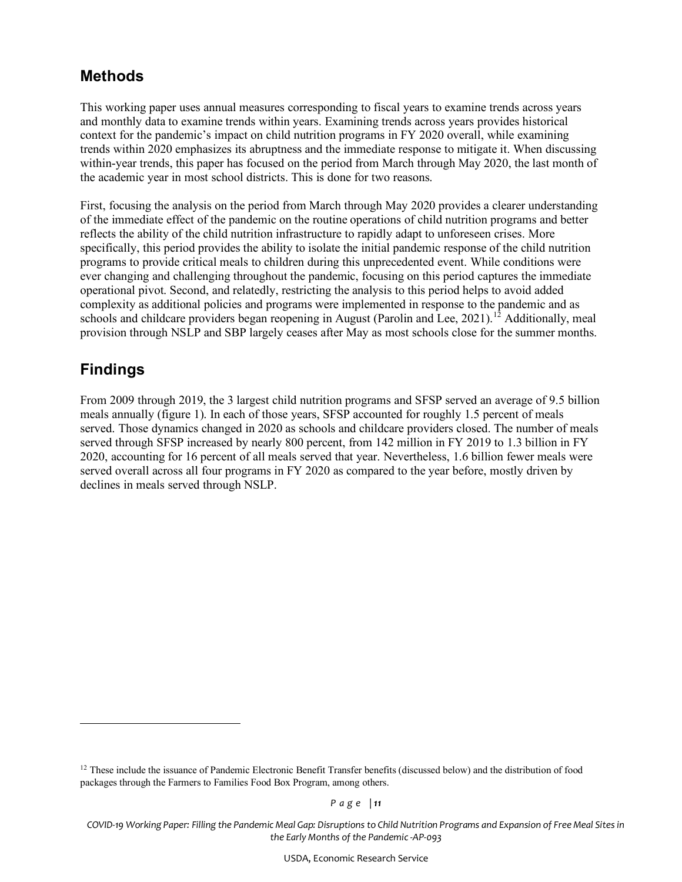## Methods

This working paper uses annual measures corresponding to fiscal years to examine trends across years and monthly data to examine trends within years. Examining trends across years provides historical context for the pandemic's impact on child nutrition programs in FY 2020 overall, while examining trends within 2020 emphasizes its abruptness and the immediate response to mitigate it. When discussing within-year trends, this paper has focused on the period from March through May 2020, the last month of the academic year in most school districts. This is done for two reasons.

First, focusing the analysis on the period from March through May 2020 provides a clearer understanding of the immediate effect of the pandemic on the routine operations of child nutrition programs and better reflects the ability of the child nutrition infrastructure to rapidly adapt to unforeseen crises. More specifically, this period provides the ability to isolate the initial pandemic response of the child nutrition programs to provide critical meals to children during this unprecedented event. While conditions were ever changing and challenging throughout the pandemic, focusing on this period captures the immediate operational pivot. Second, and relatedly, restricting the analysis to this period helps to avoid added complexity as additional policies and programs were implemented in response to the pandemic and as schools and childcare providers began reopening in August (Parolin and Lee, 2021).[12] Additionally, meal provision through NSLP and SBP largely ceases after May as most schools close for the summer months.

## Findings

From 2009 through 2019, the 3 largest child nutrition programs and SFSP served an average of 9.5 billion meals annually (figure 1). In each of those years, SFSP accounted for roughly 1.5 percent of meals served. Those dynamics changed in 2020 as schools and childcare providers closed. The number of meals served through SFSP increased by nearly 800 percent, from 142 million in FY 2019 to 1.3 billion in FY 2020, accounting for 16 percent of all meals served that year. Nevertheless, 1.6 billion fewer meals were served overall across all four programs in FY 2020 as compared to the year before, mostly driven by declines in meals served through NSLP.

---

[12] These include the issuance of Pandemic Electronic Benefit Transfer benefits (discussed below) and the distribution of food packages through the Farmers to Families Food Box Program, among others.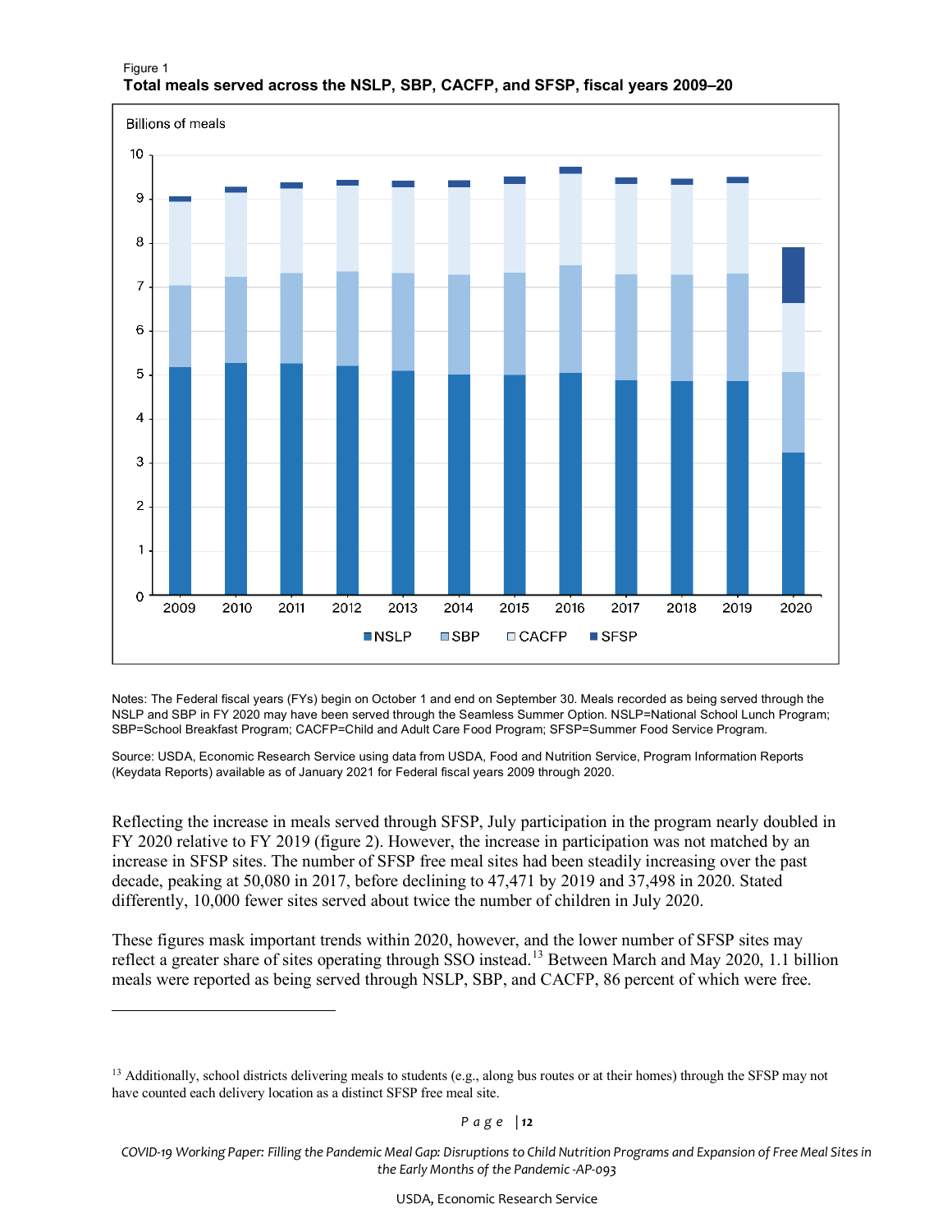Figure 1
**Total meals served across the NSLP, SBP, CACFP, and SFSP, fiscal years 2009–20**

Notes: The Federal fiscal years (FYs) begin on October 1 and end on September 30. Meals recorded as being served through the NSLP and SBP in FY 2020 may have been served through the Seamless Summer Option. NSLP=National School Lunch Program; SBP=School Breakfast Program; CACFP=Child and Adult Care Food Program; SFSP=Summer Food Service Program.

Source: USDA, Economic Research Service using data from USDA, Food and Nutrition Service, Program Information Reports (Keydata Reports) available as of January 2021 for Federal fiscal years 2009 through 2020.

Reflecting the increase in meals served through SFSP, July participation in the program nearly doubled in FY 2020 relative to FY 2019 (figure 2). However, the increase in participation was not matched by an increase in SFSP sites. The number of SFSP free meal sites had been steadily increasing over the past decade, peaking at 50,080 in 2017, before declining to 47,471 by 2019 and 37,498 in 2020. Stated differently, 10,000 fewer sites served about twice the number of children in July 2020.

These figures mask important trends within 2020, however, and the lower number of SFSP sites may reflect a greater share of sites operating through SSO instead.[13] Between March and May 2020, 1.1 billion meals were reported as being served through NSLP, SBP, and CACFP, 86 percent of which were free.

[13] Additionally, school districts delivering meals to students (e.g., along bus routes or at their homes) through the SFSP may not have counted each delivery location as a distinct SFSP free meal site.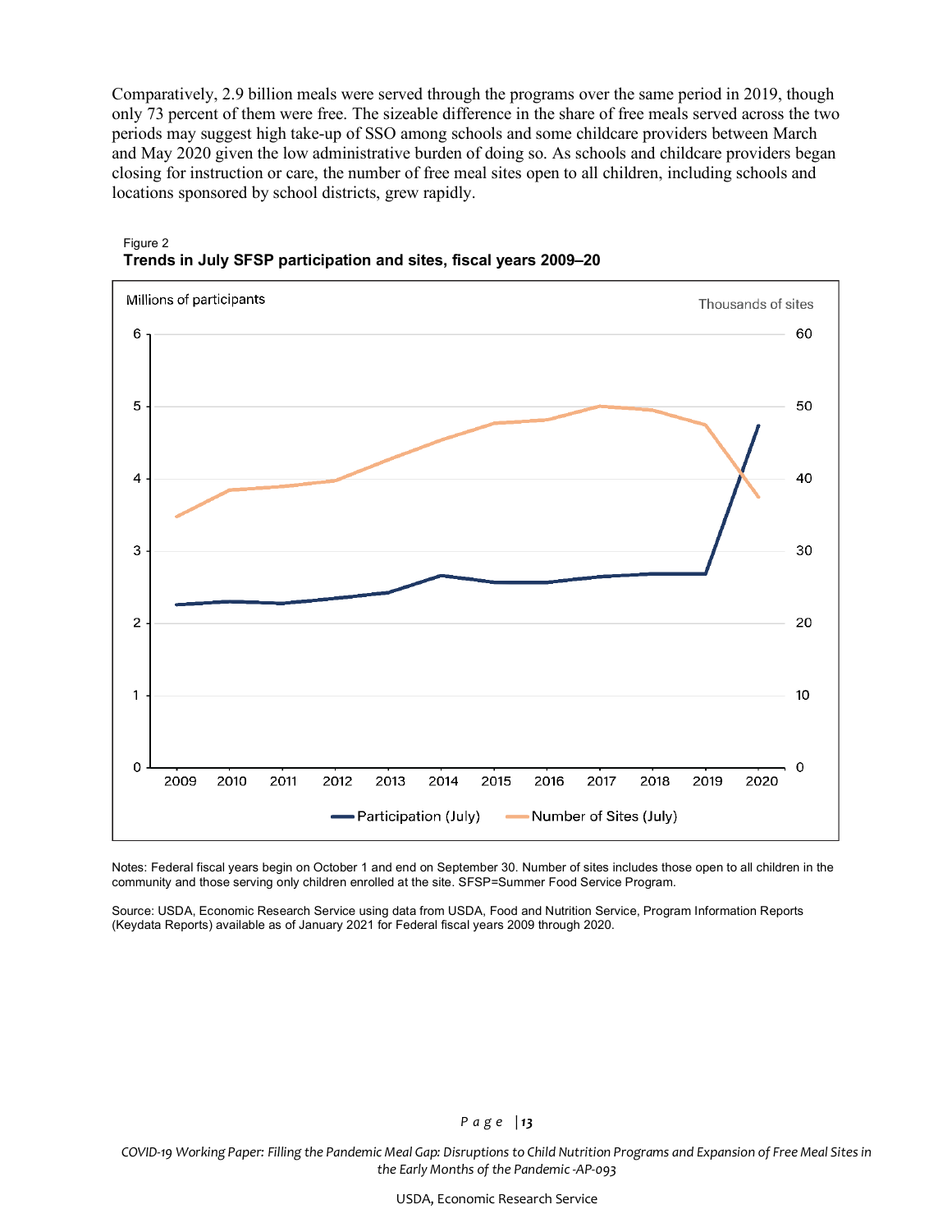Comparatively, 2.9 billion meals were served through the programs over the same period in 2019, though only 73 percent of them were free. The sizeable difference in the share of free meals served across the two periods may suggest high take-up of SSO among schools and some childcare providers between March and May 2020 given the low administrative burden of doing so. As schools and childcare providers began closing for instruction or care, the number of free meal sites open to all children, including schools and locations sponsored by school districts, grew rapidly.

Figure 2
**Trends in July SFSP participation and sites, fiscal years 2009–20**

Notes: Federal fiscal years begin on October 1 and end on September 30. Number of sites includes those open to all children in the community and those serving only children enrolled at the site. SFSP=Summer Food Service Program.

Source: USDA, Economic Research Service using data from USDA, Food and Nutrition Service, Program Information Reports (Keydata Reports) available as of January 2021 for Federal fiscal years 2009 through 2020.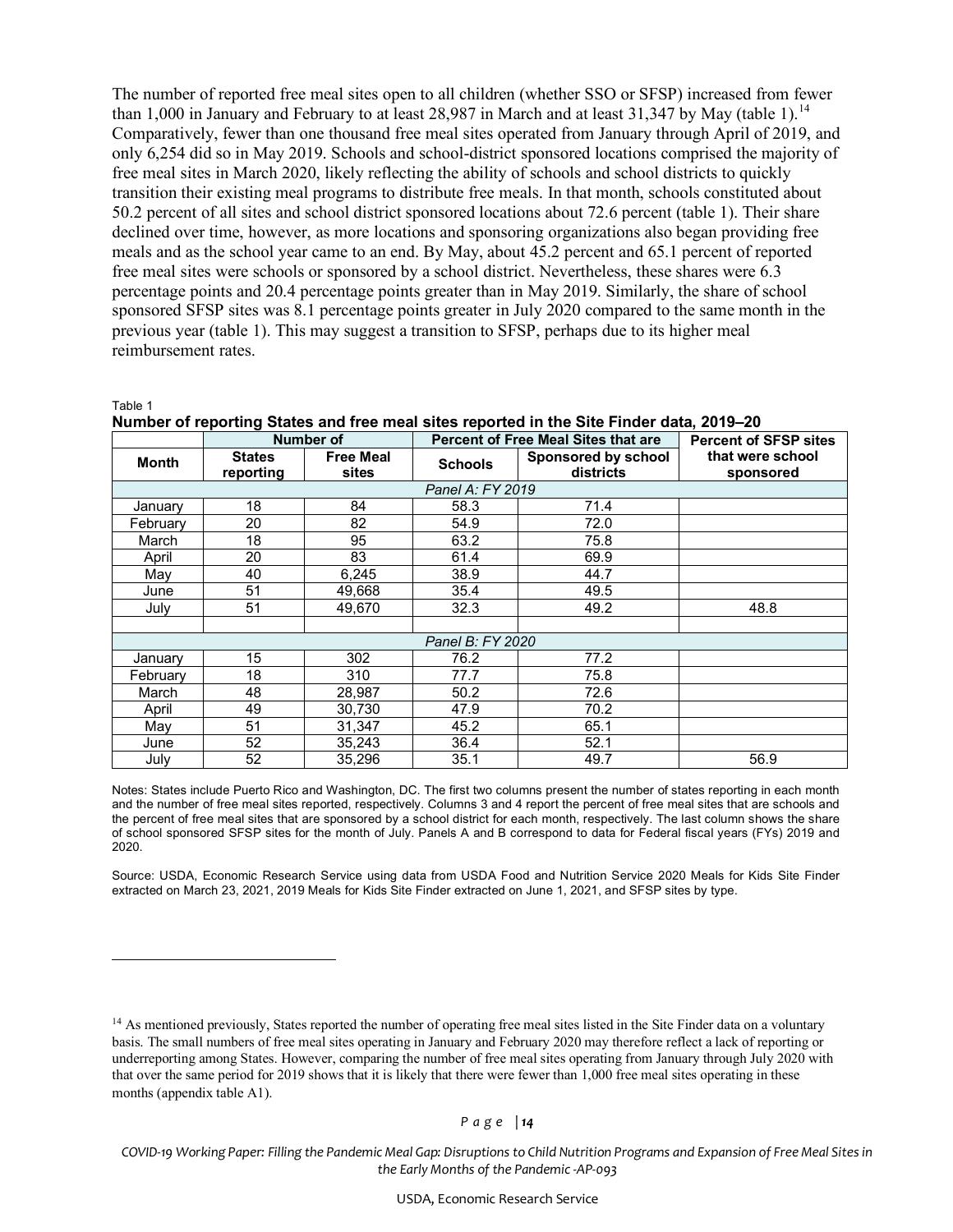The number of reported free meal sites open to all children (whether SSO or SFSP) increased from fewer than 1,000 in January and February to at least 28,987 in March and at least 31,347 by May (table 1).[14] Comparatively, fewer than one thousand free meal sites operated from January through April of 2019, and only 6,254 did so in May 2019. Schools and school-district sponsored locations comprised the majority of free meal sites in March 2020, likely reflecting the ability of schools and school districts to quickly transition their existing meal programs to distribute free meals. In that month, schools constituted about 50.2 percent of all sites and school district sponsored locations about 72.6 percent (table 1). Their share declined over time, however, as more locations and sponsoring organizations also began providing free meals and as the school year came to an end. By May, about 45.2 percent and 65.1 percent of reported free meal sites were schools or sponsored by a school district. Nevertheless, these shares were 6.3 percentage points and 20.4 percentage points greater than in May 2019. Similarly, the share of school sponsored SFSP sites was 8.1 percentage points greater in July 2020 compared to the same month in the previous year (table 1). This may suggest a transition to SFSP, perhaps due to its higher meal reimbursement rates.

Table 1

**Number of reporting States and free meal sites reported in the Site Finder data, 2019–20**

| | Number of | | Percent of Free Meal Sites that are | | Percent of SFSP sites |
|---|---|---|---|---|---|
| **Month** | **States reporting** | **Free Meal sites** | **Schools** | **Sponsored by school districts** | **that were school sponsored** |
| *Panel A: FY 2019* | | | | | |
| January | 18 | 84 | 58.3 | 71.4 | |
| February | 20 | 82 | 54.9 | 72.0 | |
| March | 18 | 95 | 63.2 | 75.8 | |
| April | 20 | 83 | 61.4 | 69.9 | |
| May | 40 | 6,245 | 38.9 | 44.7 | |
| June | 51 | 49,668 | 35.4 | 49.5 | |
| July | 51 | 49,670 | 32.3 | 49.2 | 48.8 |
| | | | | | |
| *Panel B: FY 2020* | | | | | |
| January | 15 | 302 | 76.2 | 77.2 | |
| February | 18 | 310 | 77.7 | 75.8 | |
| March | 48 | 28,987 | 50.2 | 72.6 | |
| April | 49 | 30,730 | 47.9 | 70.2 | |
| May | 51 | 31,347 | 45.2 | 65.1 | |
| June | 52 | 35,243 | 36.4 | 52.1 | |
| July | 52 | 35,296 | 35.1 | 49.7 | 56.9 |

Notes: States include Puerto Rico and Washington, DC. The first two columns present the number of states reporting in each month and the number of free meal sites reported, respectively. Columns 3 and 4 report the percent of free meal sites that are schools and the percent of free meal sites that are sponsored by a school district for each month, respectively. The last column shows the share of school sponsored SFSP sites for the month of July. Panels A and B correspond to data for Federal fiscal years (FYs) 2019 and 2020.

Source: USDA, Economic Research Service using data from USDA Food and Nutrition Service 2020 Meals for Kids Site Finder extracted on March 23, 2021, 2019 Meals for Kids Site Finder extracted on June 1, 2021, and SFSP sites by type.

[14] As mentioned previously, States reported the number of operating free meal sites listed in the Site Finder data on a voluntary basis. The small numbers of free meal sites operating in January and February 2020 may therefore reflect a lack of reporting or underreporting among States. However, comparing the number of free meal sites operating from January through July 2020 with that over the same period for 2019 shows that it is likely that there were fewer than 1,000 free meal sites operating in these months (appendix table A1).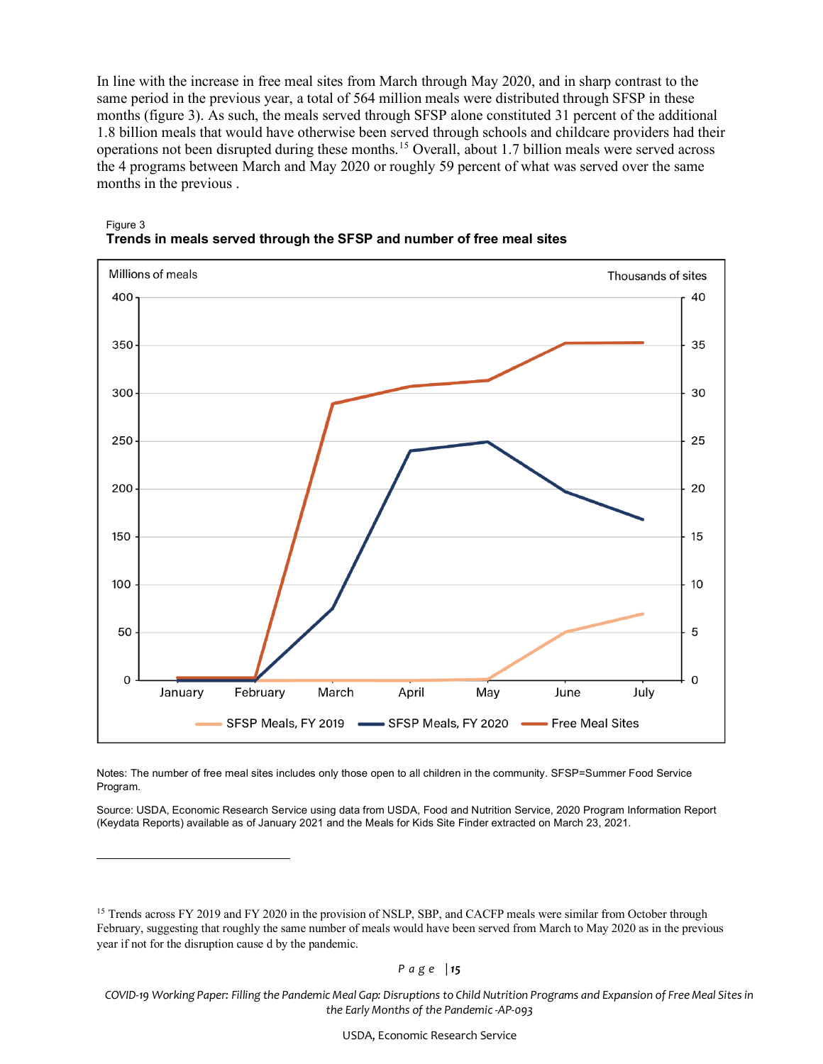In line with the increase in free meal sites from March through May 2020, and in sharp contrast to the same period in the previous year, a total of 564 million meals were distributed through SFSP in these months (figure 3). As such, the meals served through SFSP alone constituted 31 percent of the additional 1.8 billion meals that would have otherwise been served through schools and childcare providers had their operations not been disrupted during these months.[15] Overall, about 1.7 billion meals were served across the 4 programs between March and May 2020 or roughly 59 percent of what was served over the same months in the previous .

Figure 3
**Trends in meals served through the SFSP and number of free meal sites**

Notes: The number of free meal sites includes only those open to all children in the community. SFSP=Summer Food Service Program.

Source: USDA, Economic Research Service using data from USDA, Food and Nutrition Service, 2020 Program Information Report (Keydata Reports) available as of January 2021 and the Meals for Kids Site Finder extracted on March 23, 2021.

---

[15] Trends across FY 2019 and FY 2020 in the provision of NSLP, SBP, and CACFP meals were similar from October through February, suggesting that roughly the same number of meals would have been served from March to May 2020 as in the previous year if not for the disruption cause d by the pandemic.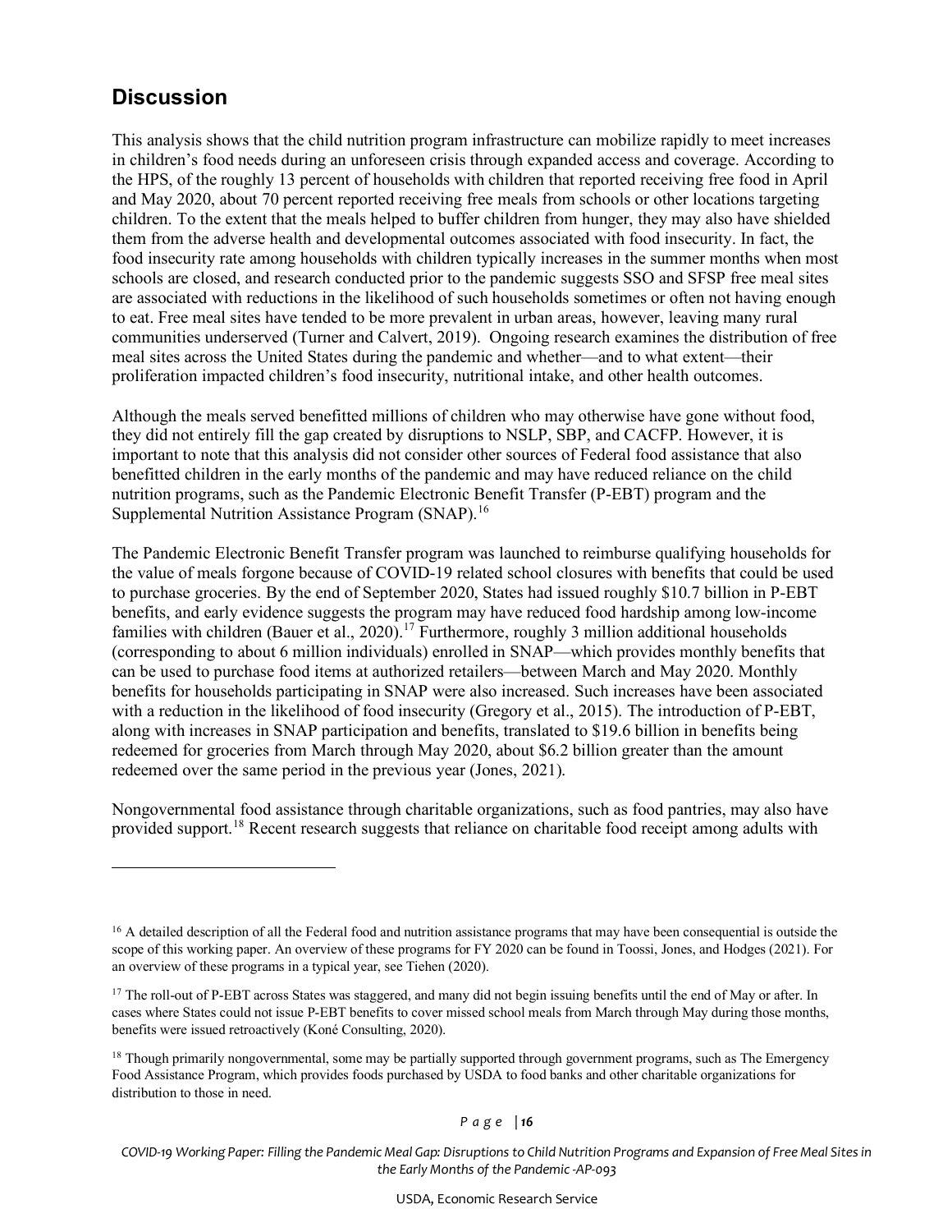## Discussion

This analysis shows that the child nutrition program infrastructure can mobilize rapidly to meet increases in children's food needs during an unforeseen crisis through expanded access and coverage. According to the HPS, of the roughly 13 percent of households with children that reported receiving free food in April and May 2020, about 70 percent reported receiving free meals from schools or other locations targeting children. To the extent that the meals helped to buffer children from hunger, they may also have shielded them from the adverse health and developmental outcomes associated with food insecurity. In fact, the food insecurity rate among households with children typically increases in the summer months when most schools are closed, and research conducted prior to the pandemic suggests SSO and SFSP free meal sites are associated with reductions in the likelihood of such households sometimes or often not having enough to eat. Free meal sites have tended to be more prevalent in urban areas, however, leaving many rural communities underserved (Turner and Calvert, 2019). Ongoing research examines the distribution of free meal sites across the United States during the pandemic and whether—and to what extent—their proliferation impacted children's food insecurity, nutritional intake, and other health outcomes.

Although the meals served benefitted millions of children who may otherwise have gone without food, they did not entirely fill the gap created by disruptions to NSLP, SBP, and CACFP. However, it is important to note that this analysis did not consider other sources of Federal food assistance that also benefitted children in the early months of the pandemic and may have reduced reliance on the child nutrition programs, such as the Pandemic Electronic Benefit Transfer (P-EBT) program and the Supplemental Nutrition Assistance Program (SNAP).[16]

The Pandemic Electronic Benefit Transfer program was launched to reimburse qualifying households for the value of meals forgone because of COVID-19 related school closures with benefits that could be used to purchase groceries. By the end of September 2020, States had issued roughly $10.7 billion in P-EBT benefits, and early evidence suggests the program may have reduced food hardship among low-income families with children (Bauer et al., 2020).[17] Furthermore, roughly 3 million additional households (corresponding to about 6 million individuals) enrolled in SNAP—which provides monthly benefits that can be used to purchase food items at authorized retailers—between March and May 2020. Monthly benefits for households participating in SNAP were also increased. Such increases have been associated with a reduction in the likelihood of food insecurity (Gregory et al., 2015). The introduction of P-EBT, along with increases in SNAP participation and benefits, translated to $19.6 billion in benefits being redeemed for groceries from March through May 2020, about $6.2 billion greater than the amount redeemed over the same period in the previous year (Jones, 2021).

Nongovernmental food assistance through charitable organizations, such as food pantries, may also have provided support.[18] Recent research suggests that reliance on charitable food receipt among adults with

---

[16] A detailed description of all the Federal food and nutrition assistance programs that may have been consequential is outside the scope of this working paper. An overview of these programs for FY 2020 can be found in Toossi, Jones, and Hodges (2021). For an overview of these programs in a typical year, see Tiehen (2020).

[17] The roll-out of P-EBT across States was staggered, and many did not begin issuing benefits until the end of May or after. In cases where States could not issue P-EBT benefits to cover missed school meals from March through May during those months, benefits were issued retroactively (Koné Consulting, 2020).

[18] Though primarily nongovernmental, some may be partially supported through government programs, such as The Emergency Food Assistance Program, which provides foods purchased by USDA to food banks and other charitable organizations for distribution to those in need.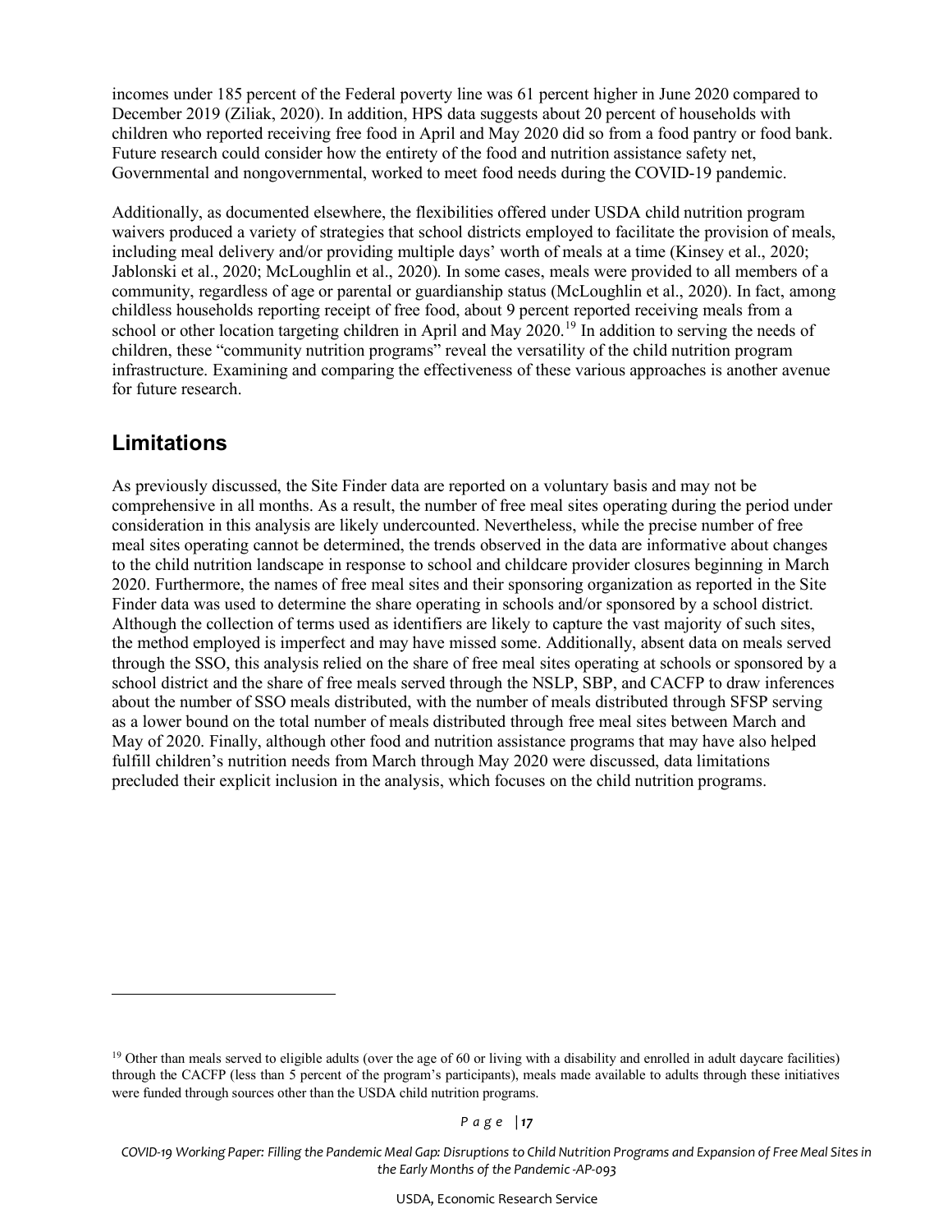incomes under 185 percent of the Federal poverty line was 61 percent higher in June 2020 compared to December 2019 (Ziliak, 2020). In addition, HPS data suggests about 20 percent of households with children who reported receiving free food in April and May 2020 did so from a food pantry or food bank. Future research could consider how the entirety of the food and nutrition assistance safety net, Governmental and nongovernmental, worked to meet food needs during the COVID-19 pandemic.

Additionally, as documented elsewhere, the flexibilities offered under USDA child nutrition program waivers produced a variety of strategies that school districts employed to facilitate the provision of meals, including meal delivery and/or providing multiple days' worth of meals at a time (Kinsey et al., 2020; Jablonski et al., 2020; McLoughlin et al., 2020). In some cases, meals were provided to all members of a community, regardless of age or parental or guardianship status (McLoughlin et al., 2020). In fact, among childless households reporting receipt of free food, about 9 percent reported receiving meals from a school or other location targeting children in April and May 2020.[19] In addition to serving the needs of children, these "community nutrition programs" reveal the versatility of the child nutrition program infrastructure. Examining and comparing the effectiveness of these various approaches is another avenue for future research.

## Limitations

As previously discussed, the Site Finder data are reported on a voluntary basis and may not be comprehensive in all months. As a result, the number of free meal sites operating during the period under consideration in this analysis are likely undercounted. Nevertheless, while the precise number of free meal sites operating cannot be determined, the trends observed in the data are informative about changes to the child nutrition landscape in response to school and childcare provider closures beginning in March 2020. Furthermore, the names of free meal sites and their sponsoring organization as reported in the Site Finder data was used to determine the share operating in schools and/or sponsored by a school district. Although the collection of terms used as identifiers are likely to capture the vast majority of such sites, the method employed is imperfect and may have missed some. Additionally, absent data on meals served through the SSO, this analysis relied on the share of free meal sites operating at schools or sponsored by a school district and the share of free meals served through the NSLP, SBP, and CACFP to draw inferences about the number of SSO meals distributed, with the number of meals distributed through SFSP serving as a lower bound on the total number of meals distributed through free meal sites between March and May of 2020. Finally, although other food and nutrition assistance programs that may have also helped fulfill children's nutrition needs from March through May 2020 were discussed, data limitations precluded their explicit inclusion in the analysis, which focuses on the child nutrition programs.

[19] Other than meals served to eligible adults (over the age of 60 or living with a disability and enrolled in adult daycare facilities) through the CACFP (less than 5 percent of the program's participants), meals made available to adults through these initiatives were funded through sources other than the USDA child nutrition programs.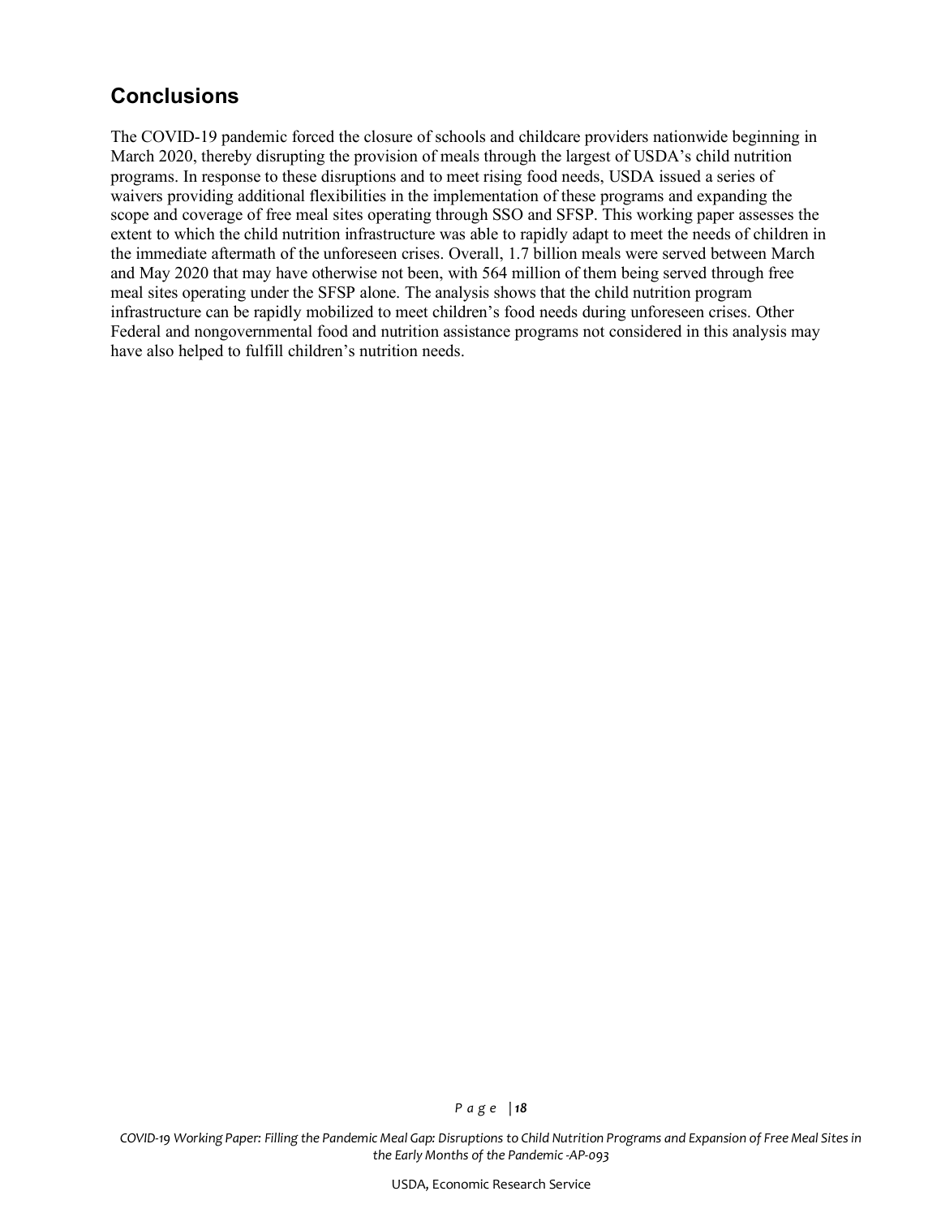## Conclusions

The COVID-19 pandemic forced the closure of schools and childcare providers nationwide beginning in March 2020, thereby disrupting the provision of meals through the largest of USDA's child nutrition programs. In response to these disruptions and to meet rising food needs, USDA issued a series of waivers providing additional flexibilities in the implementation of these programs and expanding the scope and coverage of free meal sites operating through SSO and SFSP. This working paper assesses the extent to which the child nutrition infrastructure was able to rapidly adapt to meet the needs of children in the immediate aftermath of the unforeseen crises. Overall, 1.7 billion meals were served between March and May 2020 that may have otherwise not been, with 564 million of them being served through free meal sites operating under the SFSP alone. The analysis shows that the child nutrition program infrastructure can be rapidly mobilized to meet children's food needs during unforeseen crises. Other Federal and nongovernmental food and nutrition assistance programs not considered in this analysis may have also helped to fulfill children's nutrition needs.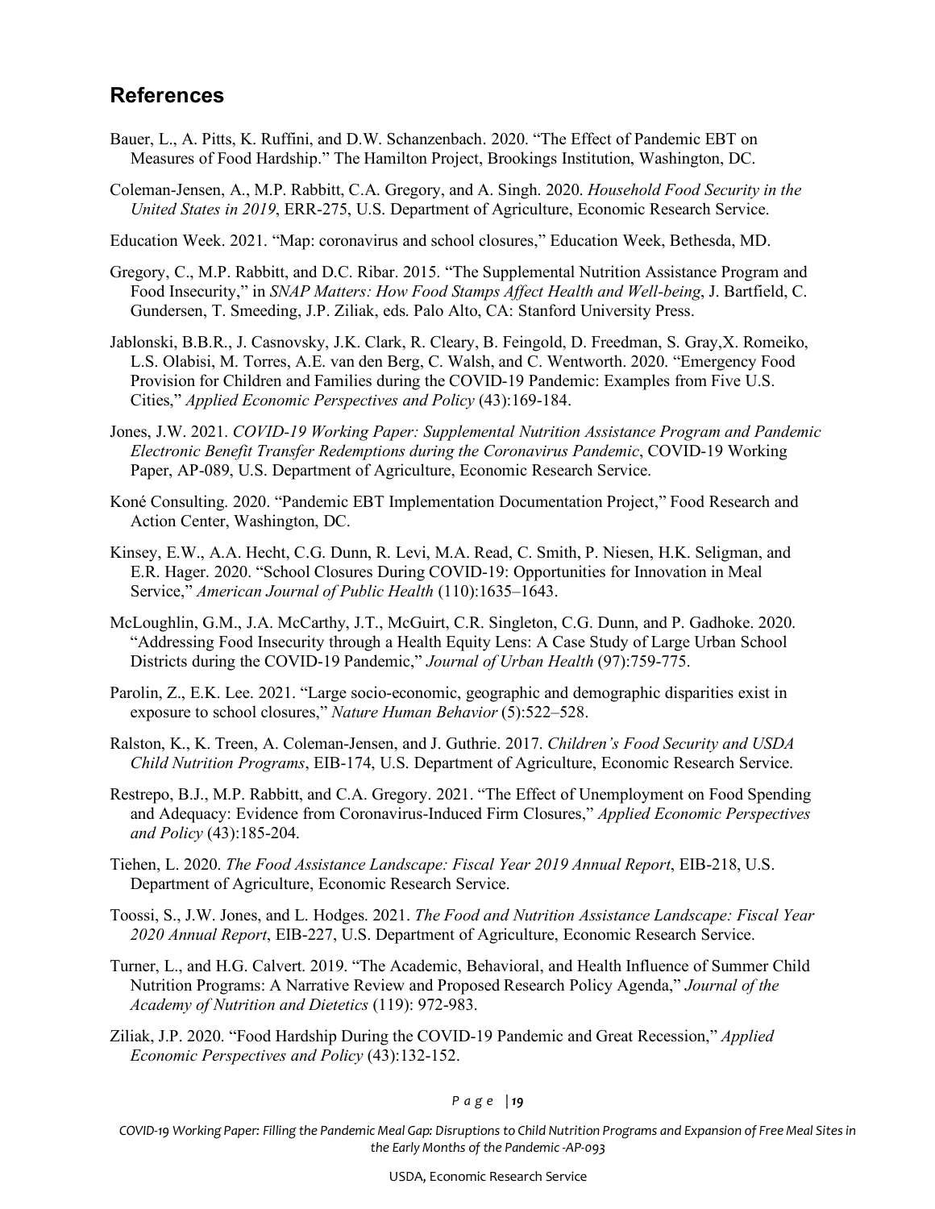## References

Bauer, L., A. Pitts, K. Ruffini, and D.W. Schanzenbach. 2020. "The Effect of Pandemic EBT on Measures of Food Hardship." The Hamilton Project, Brookings Institution, Washington, DC.

Coleman-Jensen, A., M.P. Rabbitt, C.A. Gregory, and A. Singh. 2020. *Household Food Security in the United States in 2019*, ERR-275, U.S. Department of Agriculture, Economic Research Service.

Education Week. 2021. "Map: coronavirus and school closures," Education Week, Bethesda, MD.

Gregory, C., M.P. Rabbitt, and D.C. Ribar. 2015. "The Supplemental Nutrition Assistance Program and Food Insecurity," in *SNAP Matters: How Food Stamps Affect Health and Well-being*, J. Bartfield, C. Gundersen, T. Smeeding, J.P. Ziliak, eds. Palo Alto, CA: Stanford University Press.

Jablonski, B.B.R., J. Casnovsky, J.K. Clark, R. Cleary, B. Feingold, D. Freedman, S. Gray,X. Romeiko, L.S. Olabisi, M. Torres, A.E. van den Berg, C. Walsh, and C. Wentworth. 2020. "Emergency Food Provision for Children and Families during the COVID-19 Pandemic: Examples from Five U.S. Cities," *Applied Economic Perspectives and Policy* (43):169-184.

Jones, J.W. 2021. *COVID-19 Working Paper: Supplemental Nutrition Assistance Program and Pandemic Electronic Benefit Transfer Redemptions during the Coronavirus Pandemic*, COVID-19 Working Paper, AP-089, U.S. Department of Agriculture, Economic Research Service.

Koné Consulting. 2020. "Pandemic EBT Implementation Documentation Project," Food Research and Action Center, Washington, DC.

Kinsey, E.W., A.A. Hecht, C.G. Dunn, R. Levi, M.A. Read, C. Smith, P. Niesen, H.K. Seligman, and E.R. Hager. 2020. "School Closures During COVID-19: Opportunities for Innovation in Meal Service," *American Journal of Public Health* (110):1635–1643.

McLoughlin, G.M., J.A. McCarthy, J.T., McGuirt, C.R. Singleton, C.G. Dunn, and P. Gadhoke. 2020. "Addressing Food Insecurity through a Health Equity Lens: A Case Study of Large Urban School Districts during the COVID-19 Pandemic," *Journal of Urban Health* (97):759-775.

Parolin, Z., E.K. Lee. 2021. "Large socio-economic, geographic and demographic disparities exist in exposure to school closures," *Nature Human Behavior* (5):522–528.

Ralston, K., K. Treen, A. Coleman-Jensen, and J. Guthrie. 2017. *Children's Food Security and USDA Child Nutrition Programs*, EIB-174, U.S. Department of Agriculture, Economic Research Service.

Restrepo, B.J., M.P. Rabbitt, and C.A. Gregory. 2021. "The Effect of Unemployment on Food Spending and Adequacy: Evidence from Coronavirus-Induced Firm Closures," *Applied Economic Perspectives and Policy* (43):185-204.

Tiehen, L. 2020. *The Food Assistance Landscape: Fiscal Year 2019 Annual Report*, EIB-218, U.S. Department of Agriculture, Economic Research Service.

Toossi, S., J.W. Jones, and L. Hodges. 2021. *The Food and Nutrition Assistance Landscape: Fiscal Year 2020 Annual Report*, EIB-227, U.S. Department of Agriculture, Economic Research Service.

Turner, L., and H.G. Calvert. 2019. "The Academic, Behavioral, and Health Influence of Summer Child Nutrition Programs: A Narrative Review and Proposed Research Policy Agenda," *Journal of the Academy of Nutrition and Dietetics* (119): 972-983.

Ziliak, J.P. 2020. "Food Hardship During the COVID-19 Pandemic and Great Recession," *Applied Economic Perspectives and Policy* (43):132-152.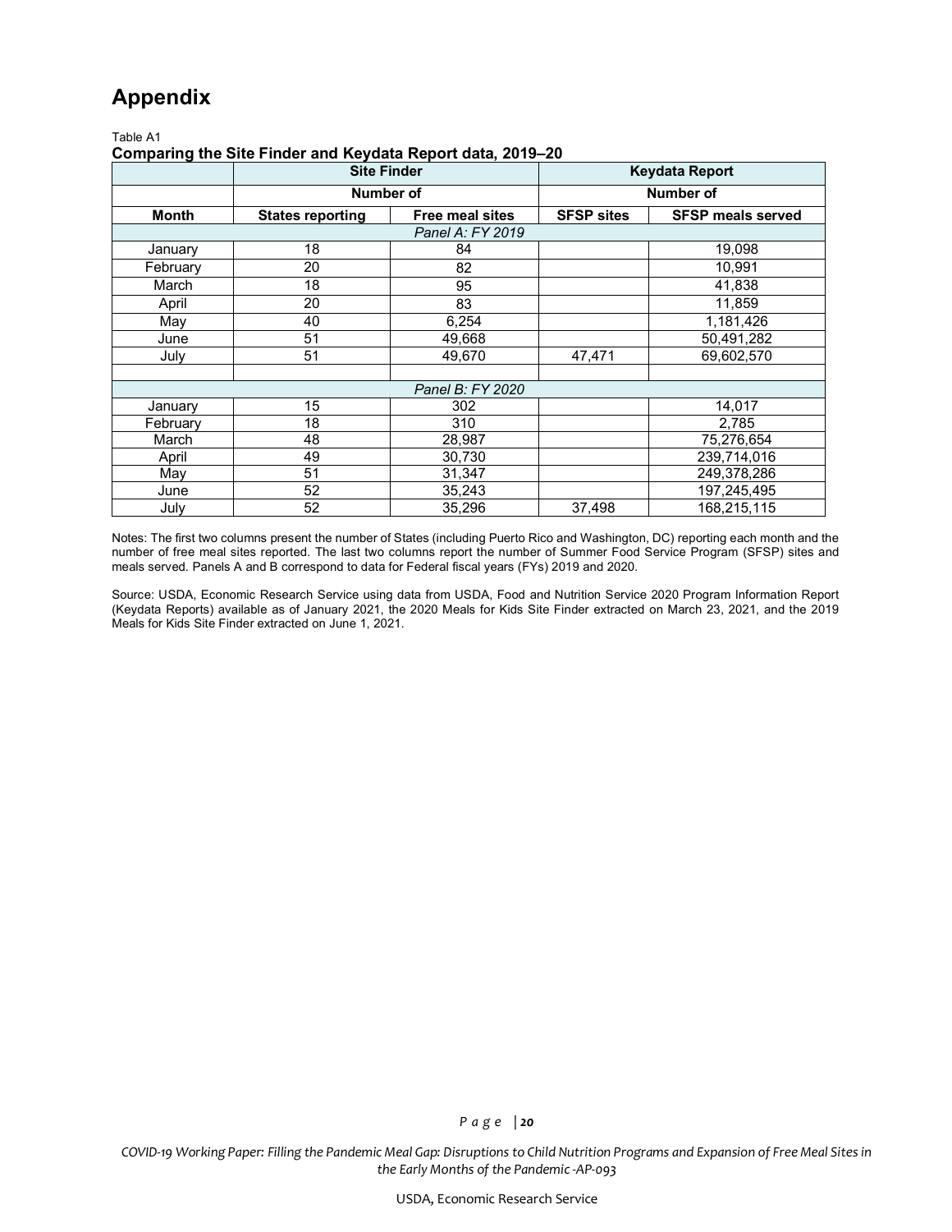# Appendix

Table A1

**Comparing the Site Finder and Keydata Report data, 2019–20**

| | Site Finder | | Keydata Report | |
|---|---|---|---|---|
| | Number of | | Number of | |
| **Month** | **States reporting** | **Free meal sites** | **SFSP sites** | **SFSP meals served** |
| *Panel A: FY 2019* | | | | |
| January | 18 | 84 | | 19,098 |
| February | 20 | 82 | | 10,991 |
| March | 18 | 95 | | 41,838 |
| April | 20 | 83 | | 11,859 |
| May | 40 | 6,254 | | 1,181,426 |
| June | 51 | 49,668 | | 50,491,282 |
| July | 51 | 49,670 | 47,471 | 69,602,570 |
| | | | | |
| *Panel B: FY 2020* | | | | |
| January | 15 | 302 | | 14,017 |
| February | 18 | 310 | | 2,785 |
| March | 48 | 28,987 | | 75,276,654 |
| April | 49 | 30,730 | | 239,714,016 |
| May | 51 | 31,347 | | 249,378,286 |
| June | 52 | 35,243 | | 197,245,495 |
| July | 52 | 35,296 | 37,498 | 168,215,115 |

Notes: The first two columns present the number of States (including Puerto Rico and Washington, DC) reporting each month and the number of free meal sites reported. The last two columns report the number of Summer Food Service Program (SFSP) sites and meals served. Panels A and B correspond to data for Federal fiscal years (FYs) 2019 and 2020.

Source: USDA, Economic Research Service using data from USDA, Food and Nutrition Service 2020 Program Information Report (Keydata Reports) available as of January 2021, the 2020 Meals for Kids Site Finder extracted on March 23, 2021, and the 2019 Meals for Kids Site Finder extracted on June 1, 2021.